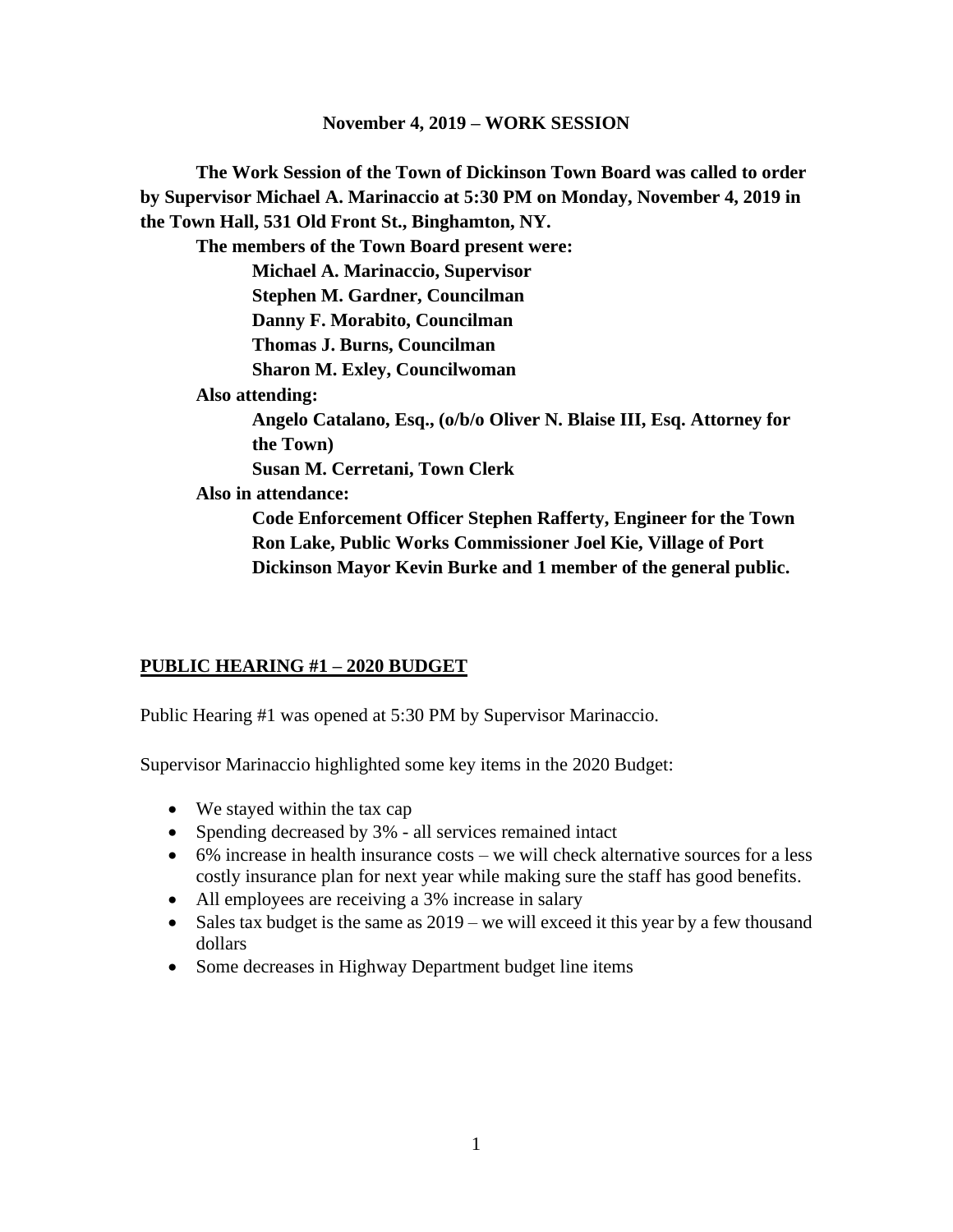**November 4, 2019 – WORK SESSION**

**The Work Session of the Town of Dickinson Town Board was called to order by Supervisor Michael A. Marinaccio at 5:30 PM on Monday, November 4, 2019 in the Town Hall, 531 Old Front St., Binghamton, NY.**

**The members of the Town Board present were:**

**Michael A. Marinaccio, Supervisor**
**Stephen M. Gardner, Councilman**
**Danny F. Morabito, Councilman**
**Thomas J. Burns, Councilman**
**Sharon M. Exley, Councilwoman**

**Also attending:**

**Angelo Catalano, Esq., (o/b/o Oliver N. Blaise III, Esq. Attorney for the Town)**
**Susan M. Cerretani, Town Clerk**

**Also in attendance:**

**Code Enforcement Officer Stephen Rafferty, Engineer for the Town Ron Lake, Public Works Commissioner Joel Kie, Village of Port Dickinson Mayor Kevin Burke and 1 member of the general public.**

**<u>PUBLIC HEARING #1 – 2020 BUDGET</u>**

Public Hearing #1 was opened at 5:30 PM by Supervisor Marinaccio.

Supervisor Marinaccio highlighted some key items in the 2020 Budget:

- We stayed within the tax cap
- Spending decreased by 3% - all services remained intact
- 6% increase in health insurance costs – we will check alternative sources for a less costly insurance plan for next year while making sure the staff has good benefits.
- All employees are receiving a 3% increase in salary
- Sales tax budget is the same as 2019 – we will exceed it this year by a few thousand dollars
- Some decreases in Highway Department budget line items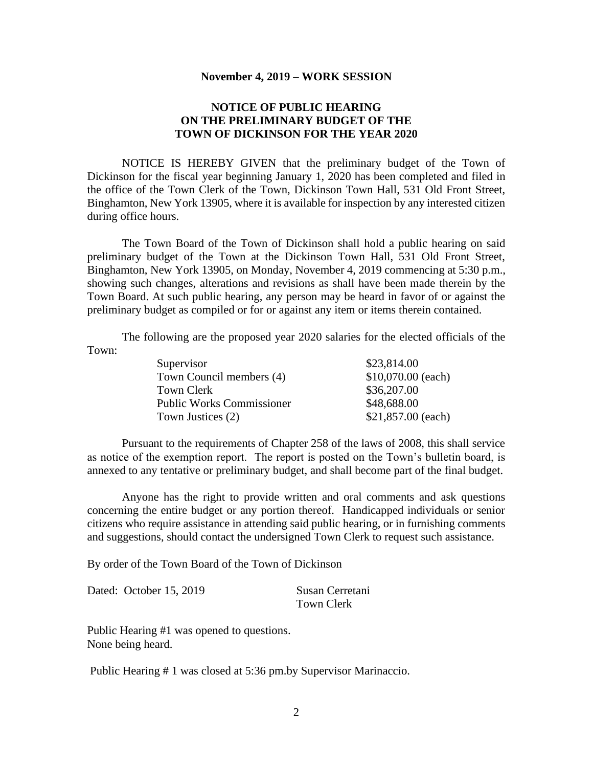**November 4, 2019 – WORK SESSION**

**NOTICE OF PUBLIC HEARING ON THE PRELIMINARY BUDGET OF THE TOWN OF DICKINSON FOR THE YEAR 2020**

NOTICE IS HEREBY GIVEN that the preliminary budget of the Town of Dickinson for the fiscal year beginning January 1, 2020 has been completed and filed in the office of the Town Clerk of the Town, Dickinson Town Hall, 531 Old Front Street, Binghamton, New York 13905, where it is available for inspection by any interested citizen during office hours.

The Town Board of the Town of Dickinson shall hold a public hearing on said preliminary budget of the Town at the Dickinson Town Hall, 531 Old Front Street, Binghamton, New York 13905, on Monday, November 4, 2019 commencing at 5:30 p.m., showing such changes, alterations and revisions as shall have been made therein by the Town Board. At such public hearing, any person may be heard in favor of or against the preliminary budget as compiled or for or against any item or items therein contained.

The following are the proposed year 2020 salaries for the elected officials of the Town:

| | |
|---|---|
| Supervisor | $23,814.00 |
| Town Council members (4) | $10,070.00 (each) |
| Town Clerk | $36,207.00 |
| Public Works Commissioner | $48,688.00 |
| Town Justices (2) | $21,857.00 (each) |

Pursuant to the requirements of Chapter 258 of the laws of 2008, this shall service as notice of the exemption report. The report is posted on the Town's bulletin board, is annexed to any tentative or preliminary budget, and shall become part of the final budget.

Anyone has the right to provide written and oral comments and ask questions concerning the entire budget or any portion thereof. Handicapped individuals or senior citizens who require assistance in attending said public hearing, or in furnishing comments and suggestions, should contact the undersigned Town Clerk to request such assistance.

By order of the Town Board of the Town of Dickinson

Dated: October 15, 2019

Susan Cerretani
Town Clerk

Public Hearing #1 was opened to questions.
None being heard.

Public Hearing # 1 was closed at 5:36 pm.by Supervisor Marinaccio.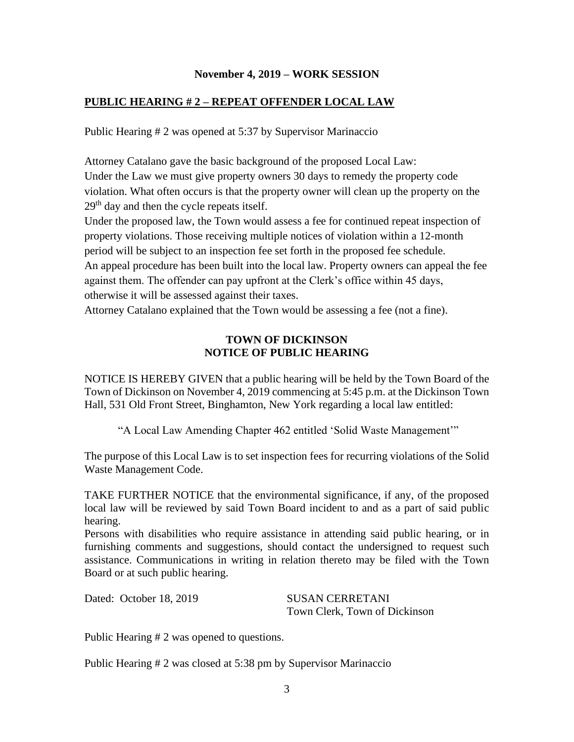**November 4, 2019 – WORK SESSION**

## PUBLIC HEARING # 2 – REPEAT OFFENDER LOCAL LAW

Public Hearing # 2 was opened at 5:37 by Supervisor Marinaccio

Attorney Catalano gave the basic background of the proposed Local Law:
Under the Law we must give property owners 30 days to remedy the property code violation. What often occurs is that the property owner will clean up the property on the 29th day and then the cycle repeats itself.
Under the proposed law, the Town would assess a fee for continued repeat inspection of property violations. Those receiving multiple notices of violation within a 12-month period will be subject to an inspection fee set forth in the proposed fee schedule.
An appeal procedure has been built into the local law. Property owners can appeal the fee against them. The offender can pay upfront at the Clerk's office within 45 days, otherwise it will be assessed against their taxes.
Attorney Catalano explained that the Town would be assessing a fee (not a fine).

**TOWN OF DICKINSON**
**NOTICE OF PUBLIC HEARING**

NOTICE IS HEREBY GIVEN that a public hearing will be held by the Town Board of the Town of Dickinson on November 4, 2019 commencing at 5:45 p.m. at the Dickinson Town Hall, 531 Old Front Street, Binghamton, New York regarding a local law entitled:

"A Local Law Amending Chapter 462 entitled 'Solid Waste Management'"

The purpose of this Local Law is to set inspection fees for recurring violations of the Solid Waste Management Code.

TAKE FURTHER NOTICE that the environmental significance, if any, of the proposed local law will be reviewed by said Town Board incident to and as a part of said public hearing.
Persons with disabilities who require assistance in attending said public hearing, or in furnishing comments and suggestions, should contact the undersigned to request such assistance. Communications in writing in relation thereto may be filed with the Town Board or at such public hearing.

Dated: October 18, 2019

SUSAN CERRETANI
Town Clerk, Town of Dickinson

Public Hearing # 2 was opened to questions.

Public Hearing # 2 was closed at 5:38 pm by Supervisor Marinaccio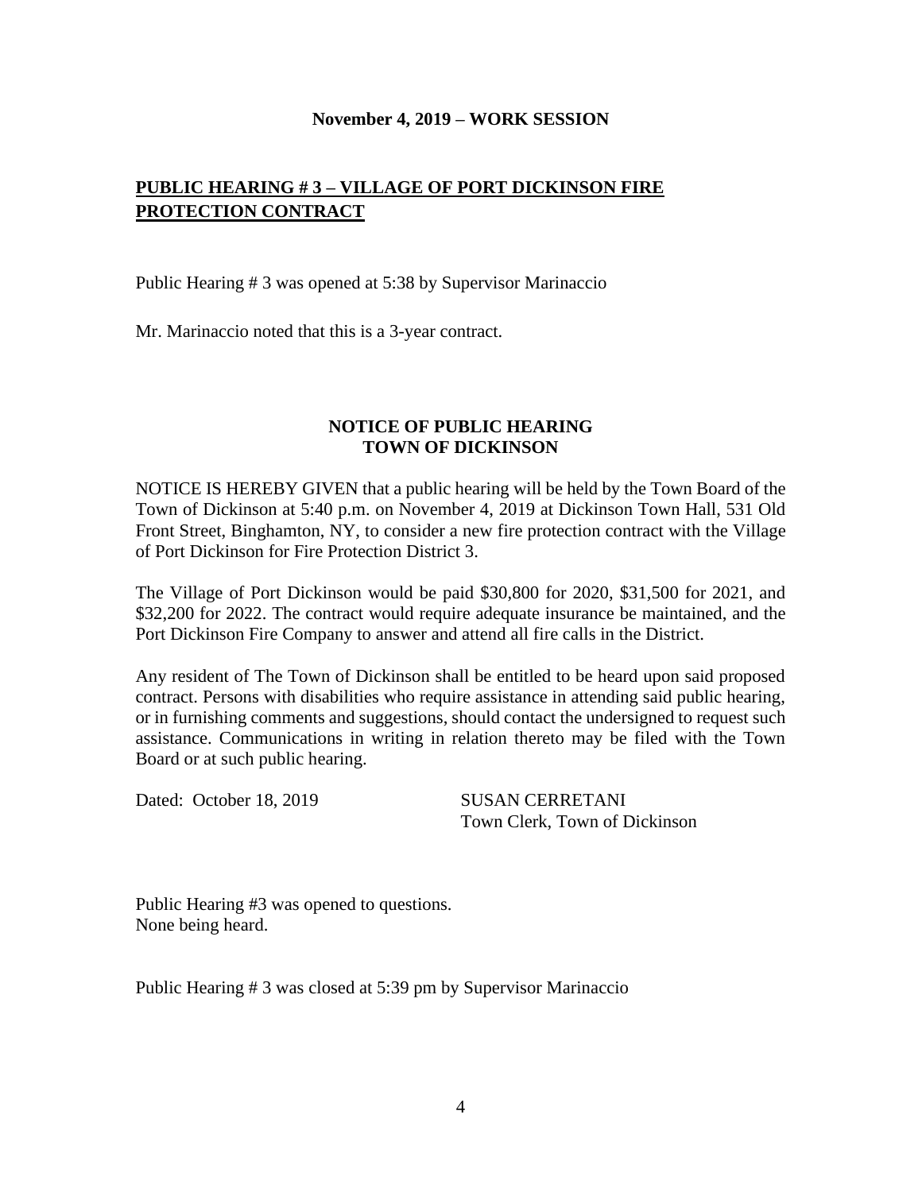**November 4, 2019 – WORK SESSION**

## PUBLIC HEARING # 3 – VILLAGE OF PORT DICKINSON FIRE PROTECTION CONTRACT

Public Hearing # 3 was opened at 5:38 by Supervisor Marinaccio

Mr. Marinaccio noted that this is a 3-year contract.

**NOTICE OF PUBLIC HEARING**
**TOWN OF DICKINSON**

NOTICE IS HEREBY GIVEN that a public hearing will be held by the Town Board of the Town of Dickinson at 5:40 p.m. on November 4, 2019 at Dickinson Town Hall, 531 Old Front Street, Binghamton, NY, to consider a new fire protection contract with the Village of Port Dickinson for Fire Protection District 3.

The Village of Port Dickinson would be paid $30,800 for 2020, $31,500 for 2021, and $32,200 for 2022. The contract would require adequate insurance be maintained, and the Port Dickinson Fire Company to answer and attend all fire calls in the District.

Any resident of The Town of Dickinson shall be entitled to be heard upon said proposed contract. Persons with disabilities who require assistance in attending said public hearing, or in furnishing comments and suggestions, should contact the undersigned to request such assistance. Communications in writing in relation thereto may be filed with the Town Board or at such public hearing.

Dated: October 18, 2019

SUSAN CERRETANI
Town Clerk, Town of Dickinson

Public Hearing #3 was opened to questions.
None being heard.

Public Hearing # 3 was closed at 5:39 pm by Supervisor Marinaccio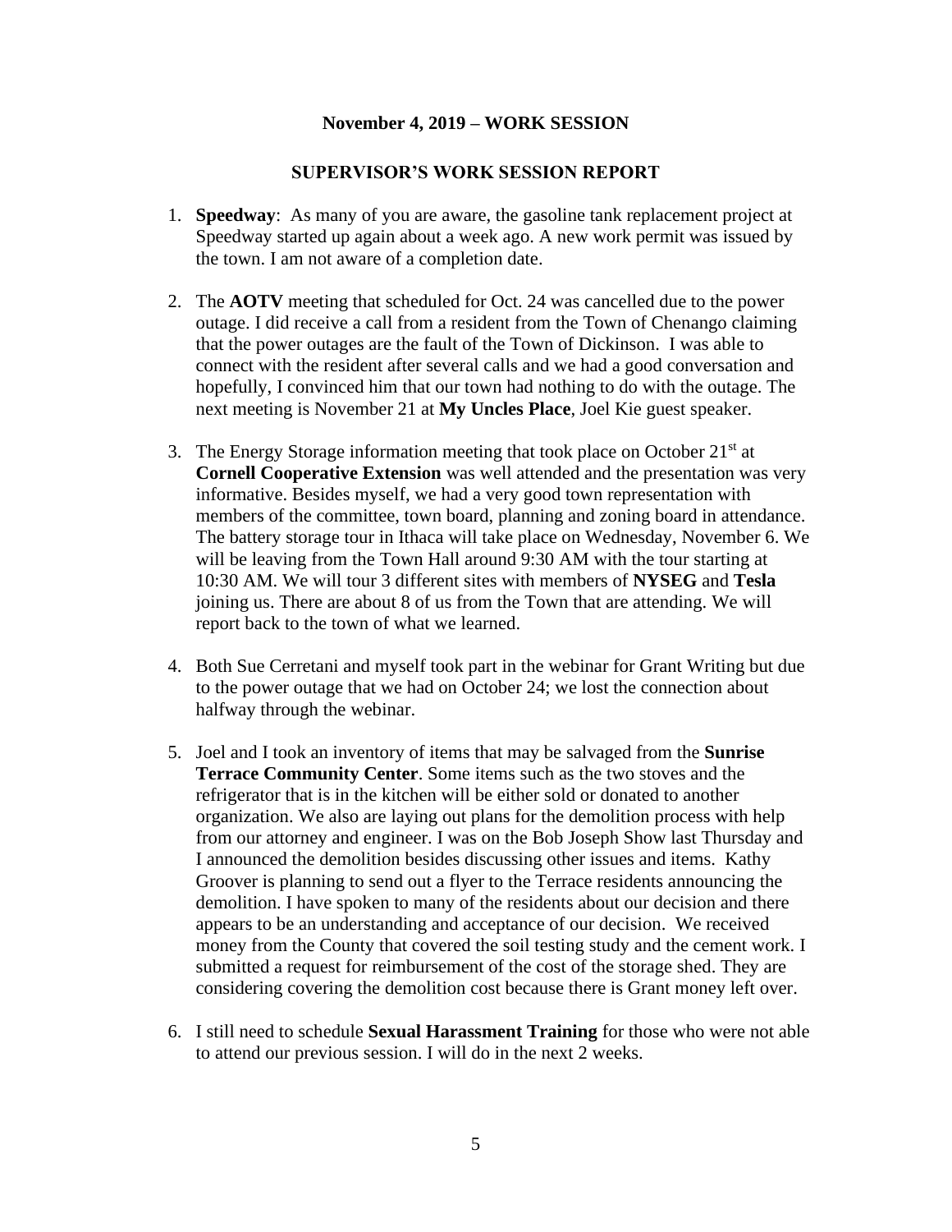**November 4, 2019 – WORK SESSION**

**SUPERVISOR'S WORK SESSION REPORT**

1. **Speedway**: As many of you are aware, the gasoline tank replacement project at Speedway started up again about a week ago. A new work permit was issued by the town. I am not aware of a completion date.

2. The **AOTV** meeting that scheduled for Oct. 24 was cancelled due to the power outage. I did receive a call from a resident from the Town of Chenango claiming that the power outages are the fault of the Town of Dickinson. I was able to connect with the resident after several calls and we had a good conversation and hopefully, I convinced him that our town had nothing to do with the outage. The next meeting is November 21 at **My Uncles Place**, Joel Kie guest speaker.

3. The Energy Storage information meeting that took place on October 21st at **Cornell Cooperative Extension** was well attended and the presentation was very informative. Besides myself, we had a very good town representation with members of the committee, town board, planning and zoning board in attendance. The battery storage tour in Ithaca will take place on Wednesday, November 6. We will be leaving from the Town Hall around 9:30 AM with the tour starting at 10:30 AM. We will tour 3 different sites with members of **NYSEG** and **Tesla** joining us. There are about 8 of us from the Town that are attending. We will report back to the town of what we learned.

4. Both Sue Cerretani and myself took part in the webinar for Grant Writing but due to the power outage that we had on October 24; we lost the connection about halfway through the webinar.

5. Joel and I took an inventory of items that may be salvaged from the **Sunrise Terrace Community Center**. Some items such as the two stoves and the refrigerator that is in the kitchen will be either sold or donated to another organization. We also are laying out plans for the demolition process with help from our attorney and engineer. I was on the Bob Joseph Show last Thursday and I announced the demolition besides discussing other issues and items. Kathy Groover is planning to send out a flyer to the Terrace residents announcing the demolition. I have spoken to many of the residents about our decision and there appears to be an understanding and acceptance of our decision. We received money from the County that covered the soil testing study and the cement work. I submitted a request for reimbursement of the cost of the storage shed. They are considering covering the demolition cost because there is Grant money left over.

6. I still need to schedule **Sexual Harassment Training** for those who were not able to attend our previous session. I will do in the next 2 weeks.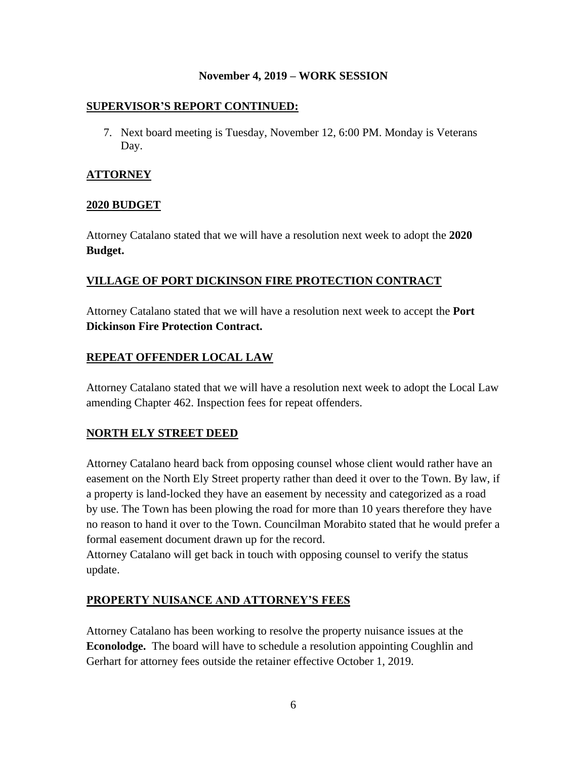**November 4, 2019 – WORK SESSION**

## SUPERVISOR'S REPORT CONTINUED:

7. Next board meeting is Tuesday, November 12, 6:00 PM. Monday is Veterans Day.

## ATTORNEY

### 2020 BUDGET

Attorney Catalano stated that we will have a resolution next week to adopt the **2020 Budget.**

### VILLAGE OF PORT DICKINSON FIRE PROTECTION CONTRACT

Attorney Catalano stated that we will have a resolution next week to accept the **Port Dickinson Fire Protection Contract.**

### REPEAT OFFENDER LOCAL LAW

Attorney Catalano stated that we will have a resolution next week to adopt the Local Law amending Chapter 462. Inspection fees for repeat offenders.

### NORTH ELY STREET DEED

Attorney Catalano heard back from opposing counsel whose client would rather have an easement on the North Ely Street property rather than deed it over to the Town. By law, if a property is land-locked they have an easement by necessity and categorized as a road by use. The Town has been plowing the road for more than 10 years therefore they have no reason to hand it over to the Town. Councilman Morabito stated that he would prefer a formal easement document drawn up for the record.
Attorney Catalano will get back in touch with opposing counsel to verify the status update.

### PROPERTY NUISANCE AND ATTORNEY'S FEES

Attorney Catalano has been working to resolve the property nuisance issues at the **Econolodge.** The board will have to schedule a resolution appointing Coughlin and Gerhart for attorney fees outside the retainer effective October 1, 2019.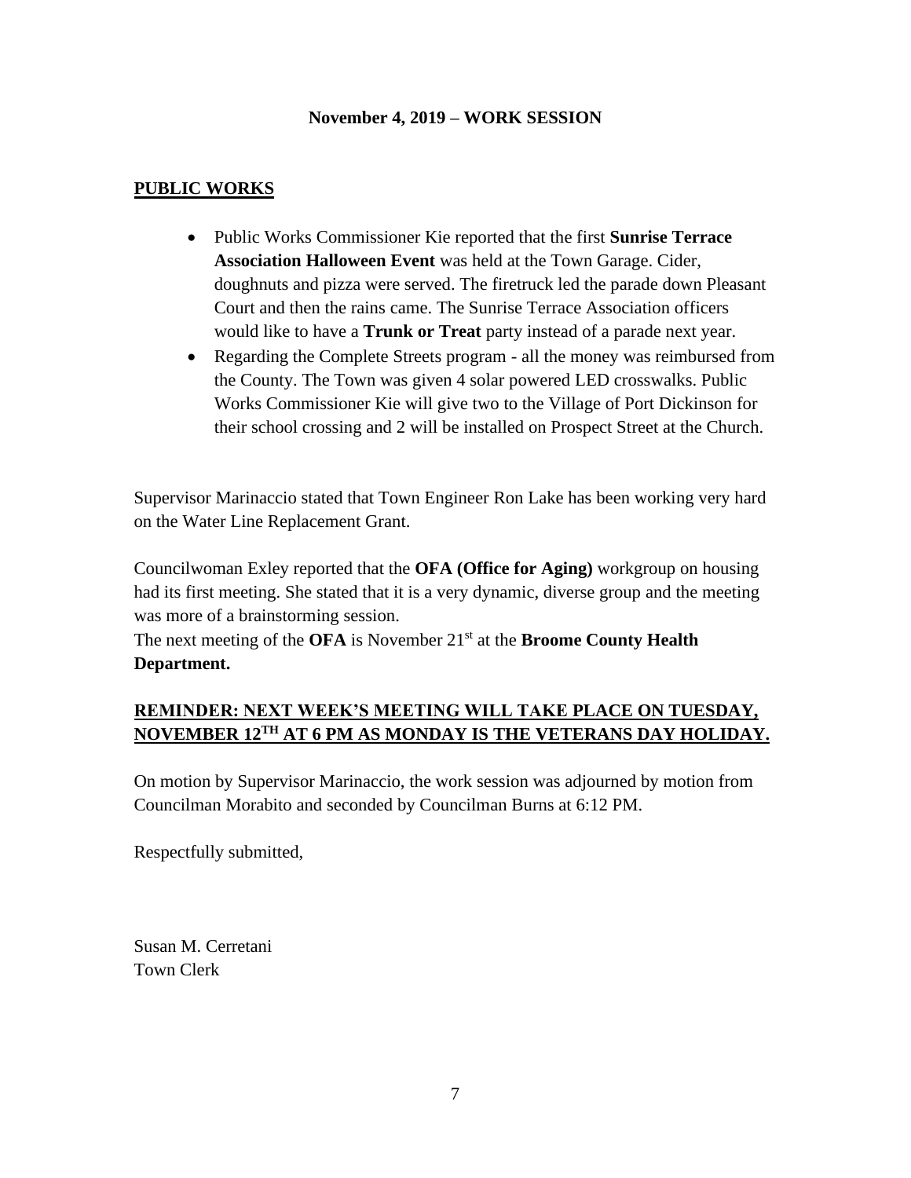**November 4, 2019 – WORK SESSION**

## PUBLIC WORKS

- Public Works Commissioner Kie reported that the first **Sunrise Terrace Association Halloween Event** was held at the Town Garage. Cider, doughnuts and pizza were served. The firetruck led the parade down Pleasant Court and then the rains came. The Sunrise Terrace Association officers would like to have a **Trunk or Treat** party instead of a parade next year.
- Regarding the Complete Streets program - all the money was reimbursed from the County. The Town was given 4 solar powered LED crosswalks. Public Works Commissioner Kie will give two to the Village of Port Dickinson for their school crossing and 2 will be installed on Prospect Street at the Church.

Supervisor Marinaccio stated that Town Engineer Ron Lake has been working very hard on the Water Line Replacement Grant.

Councilwoman Exley reported that the **OFA (Office for Aging)** workgroup on housing had its first meeting. She stated that it is a very dynamic, diverse group and the meeting was more of a brainstorming session.
The next meeting of the **OFA** is November 21st at the **Broome County Health Department.**

**REMINDER: NEXT WEEK'S MEETING WILL TAKE PLACE ON TUESDAY, NOVEMBER 12TH AT 6 PM AS MONDAY IS THE VETERANS DAY HOLIDAY.**

On motion by Supervisor Marinaccio, the work session was adjourned by motion from Councilman Morabito and seconded by Councilman Burns at 6:12 PM.

Respectfully submitted,

Susan M. Cerretani
Town Clerk